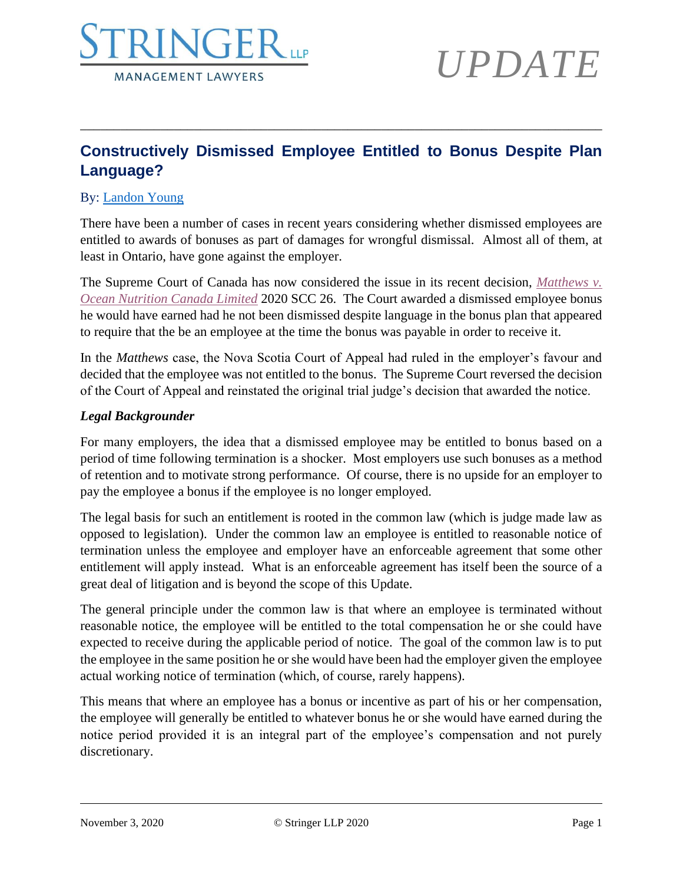# Constructively Dismissed Employee Entitled to Bonus Despite Plan Language?

By: Landon Young

There have been a number of cases in recent years considering whether dismissed employees are entitled to awards of bonuses as part of damages for wrongful dismissal. Almost all of them, at least in Ontario, have gone against the employer.

The Supreme Court of Canada has now considered the issue in its recent decision, *Matthews v. Ocean Nutrition Canada Limited* 2020 SCC 26. The Court awarded a dismissed employee bonus he would have earned had he not been dismissed despite language in the bonus plan that appeared to require that the be an employee at the time the bonus was payable in order to receive it.

In the *Matthews* case, the Nova Scotia Court of Appeal had ruled in the employer's favour and decided that the employee was not entitled to the bonus. The Supreme Court reversed the decision of the Court of Appeal and reinstated the original trial judge's decision that awarded the notice.

***Legal Backgrounder***

For many employers, the idea that a dismissed employee may be entitled to bonus based on a period of time following termination is a shocker. Most employers use such bonuses as a method of retention and to motivate strong performance. Of course, there is no upside for an employer to pay the employee a bonus if the employee is no longer employed.

The legal basis for such an entitlement is rooted in the common law (which is judge made law as opposed to legislation). Under the common law an employee is entitled to reasonable notice of termination unless the employee and employer have an enforceable agreement that some other entitlement will apply instead. What is an enforceable agreement has itself been the source of a great deal of litigation and is beyond the scope of this Update.

The general principle under the common law is that where an employee is terminated without reasonable notice, the employee will be entitled to the total compensation he or she could have expected to receive during the applicable period of notice. The goal of the common law is to put the employee in the same position he or she would have been had the employer given the employee actual working notice of termination (which, of course, rarely happens).

This means that where an employee has a bonus or incentive as part of his or her compensation, the employee will generally be entitled to whatever bonus he or she would have earned during the notice period provided it is an integral part of the employee's compensation and not purely discretionary.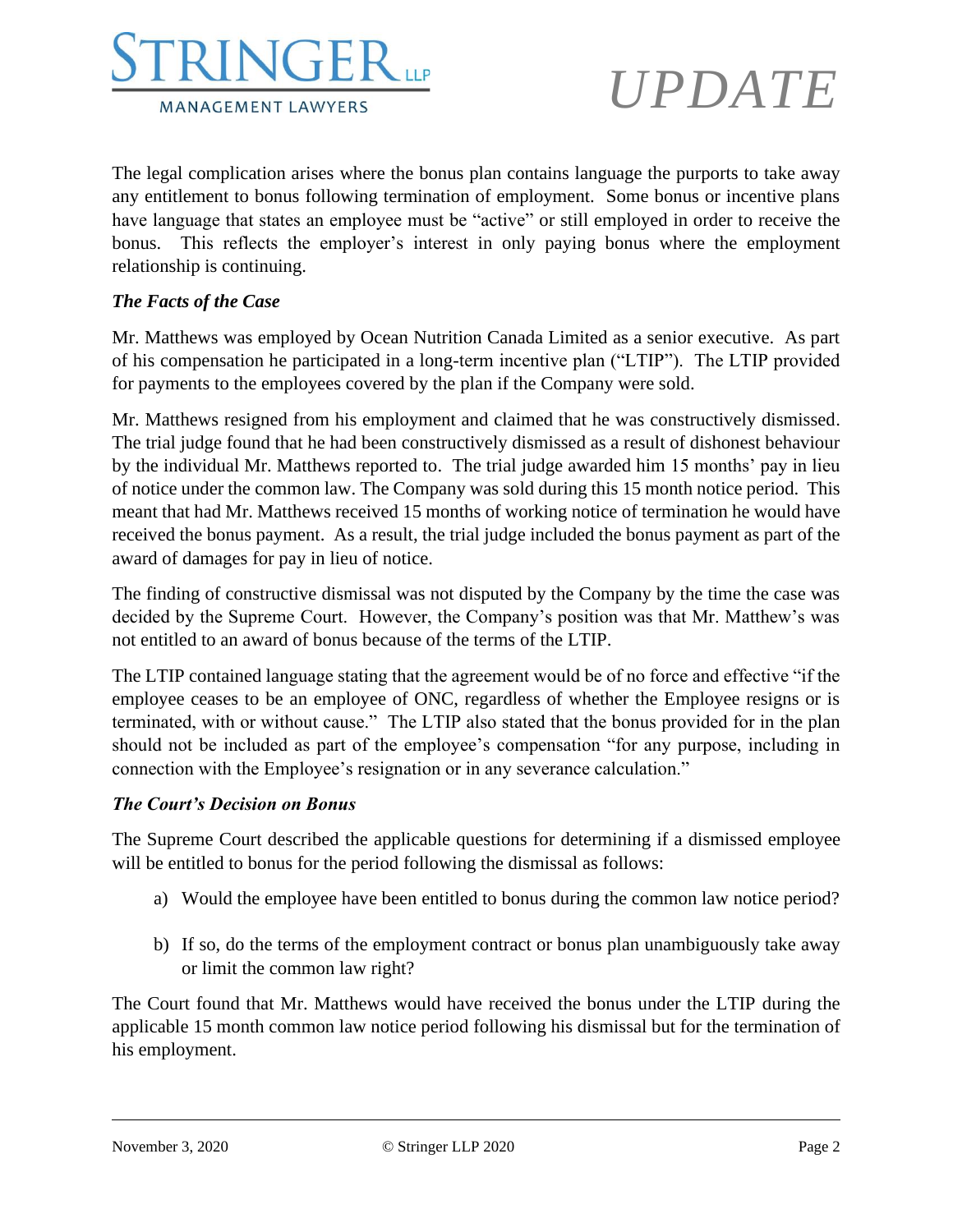The legal complication arises where the bonus plan contains language the purports to take away any entitlement to bonus following termination of employment. Some bonus or incentive plans have language that states an employee must be "active" or still employed in order to receive the bonus. This reflects the employer's interest in only paying bonus where the employment relationship is continuing.

***The Facts of the Case***

Mr. Matthews was employed by Ocean Nutrition Canada Limited as a senior executive. As part of his compensation he participated in a long-term incentive plan ("LTIP"). The LTIP provided for payments to the employees covered by the plan if the Company were sold.

Mr. Matthews resigned from his employment and claimed that he was constructively dismissed. The trial judge found that he had been constructively dismissed as a result of dishonest behaviour by the individual Mr. Matthews reported to. The trial judge awarded him 15 months' pay in lieu of notice under the common law. The Company was sold during this 15 month notice period. This meant that had Mr. Matthews received 15 months of working notice of termination he would have received the bonus payment. As a result, the trial judge included the bonus payment as part of the award of damages for pay in lieu of notice.

The finding of constructive dismissal was not disputed by the Company by the time the case was decided by the Supreme Court. However, the Company's position was that Mr. Matthew's was not entitled to an award of bonus because of the terms of the LTIP.

The LTIP contained language stating that the agreement would be of no force and effective "if the employee ceases to be an employee of ONC, regardless of whether the Employee resigns or is terminated, with or without cause." The LTIP also stated that the bonus provided for in the plan should not be included as part of the employee's compensation "for any purpose, including in connection with the Employee's resignation or in any severance calculation."

***The Court's Decision on Bonus***

The Supreme Court described the applicable questions for determining if a dismissed employee will be entitled to bonus for the period following the dismissal as follows:

a) Would the employee have been entitled to bonus during the common law notice period?

b) If so, do the terms of the employment contract or bonus plan unambiguously take away or limit the common law right?

The Court found that Mr. Matthews would have received the bonus under the LTIP during the applicable 15 month common law notice period following his dismissal but for the termination of his employment.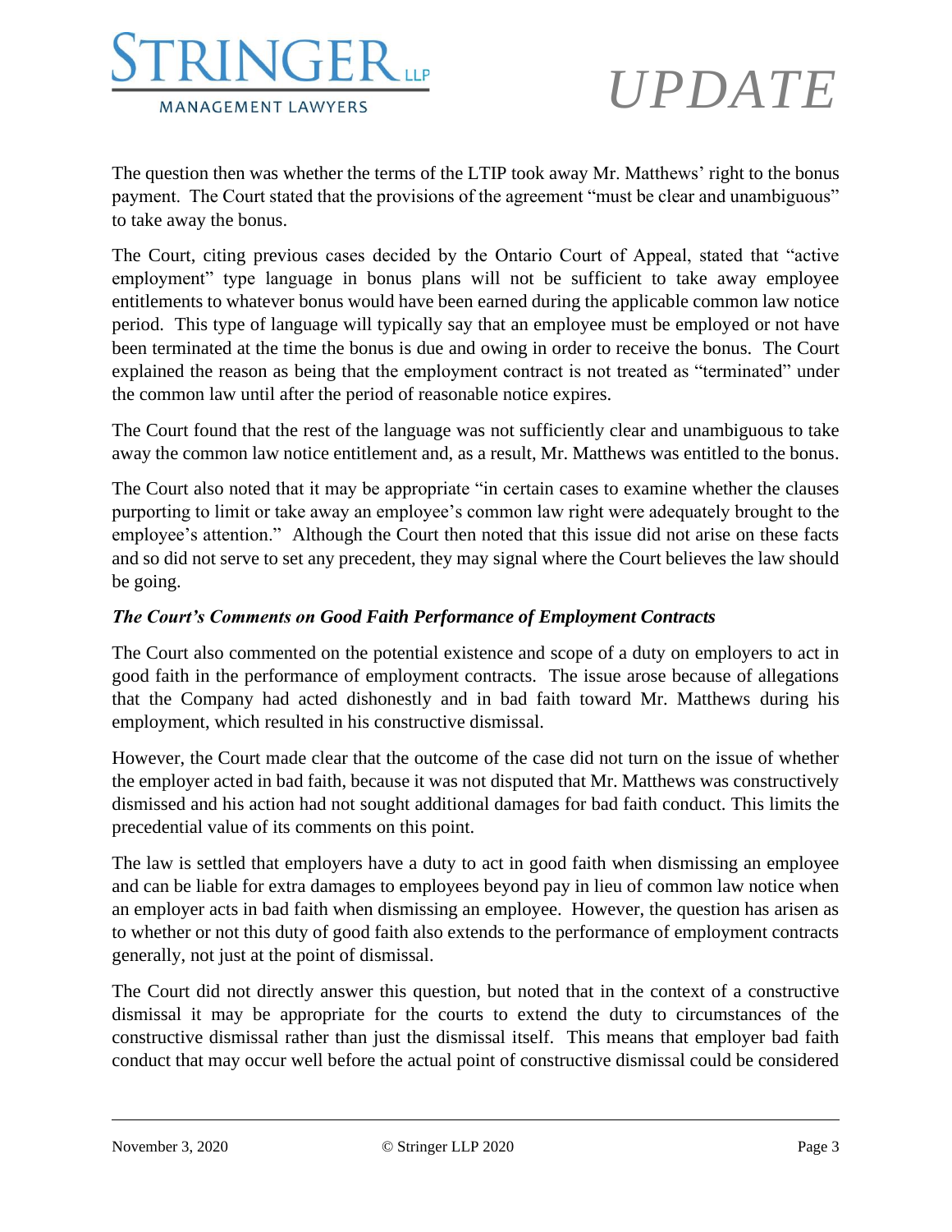The question then was whether the terms of the LTIP took away Mr. Matthews' right to the bonus payment. The Court stated that the provisions of the agreement "must be clear and unambiguous" to take away the bonus.

The Court, citing previous cases decided by the Ontario Court of Appeal, stated that "active employment" type language in bonus plans will not be sufficient to take away employee entitlements to whatever bonus would have been earned during the applicable common law notice period. This type of language will typically say that an employee must be employed or not have been terminated at the time the bonus is due and owing in order to receive the bonus. The Court explained the reason as being that the employment contract is not treated as "terminated" under the common law until after the period of reasonable notice expires.

The Court found that the rest of the language was not sufficiently clear and unambiguous to take away the common law notice entitlement and, as a result, Mr. Matthews was entitled to the bonus.

The Court also noted that it may be appropriate "in certain cases to examine whether the clauses purporting to limit or take away an employee's common law right were adequately brought to the employee's attention." Although the Court then noted that this issue did not arise on these facts and so did not serve to set any precedent, they may signal where the Court believes the law should be going.

***The Court's Comments on Good Faith Performance of Employment Contracts***

The Court also commented on the potential existence and scope of a duty on employers to act in good faith in the performance of employment contracts. The issue arose because of allegations that the Company had acted dishonestly and in bad faith toward Mr. Matthews during his employment, which resulted in his constructive dismissal.

However, the Court made clear that the outcome of the case did not turn on the issue of whether the employer acted in bad faith, because it was not disputed that Mr. Matthews was constructively dismissed and his action had not sought additional damages for bad faith conduct. This limits the precedential value of its comments on this point.

The law is settled that employers have a duty to act in good faith when dismissing an employee and can be liable for extra damages to employees beyond pay in lieu of common law notice when an employer acts in bad faith when dismissing an employee. However, the question has arisen as to whether or not this duty of good faith also extends to the performance of employment contracts generally, not just at the point of dismissal.

The Court did not directly answer this question, but noted that in the context of a constructive dismissal it may be appropriate for the courts to extend the duty to circumstances of the constructive dismissal rather than just the dismissal itself. This means that employer bad faith conduct that may occur well before the actual point of constructive dismissal could be considered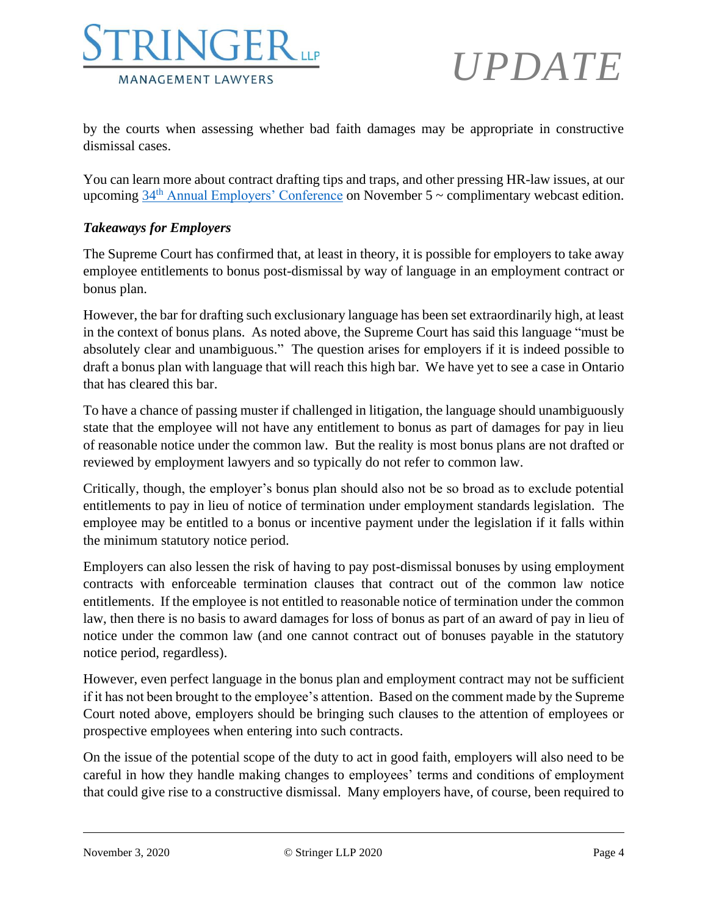by the courts when assessing whether bad faith damages may be appropriate in constructive dismissal cases.

You can learn more about contract drafting tips and traps, and other pressing HR-law issues, at our upcoming 34th Annual Employers' Conference on November 5 ~ complimentary webcast edition.

***Takeaways for Employers***

The Supreme Court has confirmed that, at least in theory, it is possible for employers to take away employee entitlements to bonus post-dismissal by way of language in an employment contract or bonus plan.

However, the bar for drafting such exclusionary language has been set extraordinarily high, at least in the context of bonus plans. As noted above, the Supreme Court has said this language "must be absolutely clear and unambiguous." The question arises for employers if it is indeed possible to draft a bonus plan with language that will reach this high bar. We have yet to see a case in Ontario that has cleared this bar.

To have a chance of passing muster if challenged in litigation, the language should unambiguously state that the employee will not have any entitlement to bonus as part of damages for pay in lieu of reasonable notice under the common law. But the reality is most bonus plans are not drafted or reviewed by employment lawyers and so typically do not refer to common law.

Critically, though, the employer's bonus plan should also not be so broad as to exclude potential entitlements to pay in lieu of notice of termination under employment standards legislation. The employee may be entitled to a bonus or incentive payment under the legislation if it falls within the minimum statutory notice period.

Employers can also lessen the risk of having to pay post-dismissal bonuses by using employment contracts with enforceable termination clauses that contract out of the common law notice entitlements. If the employee is not entitled to reasonable notice of termination under the common law, then there is no basis to award damages for loss of bonus as part of an award of pay in lieu of notice under the common law (and one cannot contract out of bonuses payable in the statutory notice period, regardless).

However, even perfect language in the bonus plan and employment contract may not be sufficient if it has not been brought to the employee's attention. Based on the comment made by the Supreme Court noted above, employers should be bringing such clauses to the attention of employees or prospective employees when entering into such contracts.

On the issue of the potential scope of the duty to act in good faith, employers will also need to be careful in how they handle making changes to employees' terms and conditions of employment that could give rise to a constructive dismissal. Many employers have, of course, been required to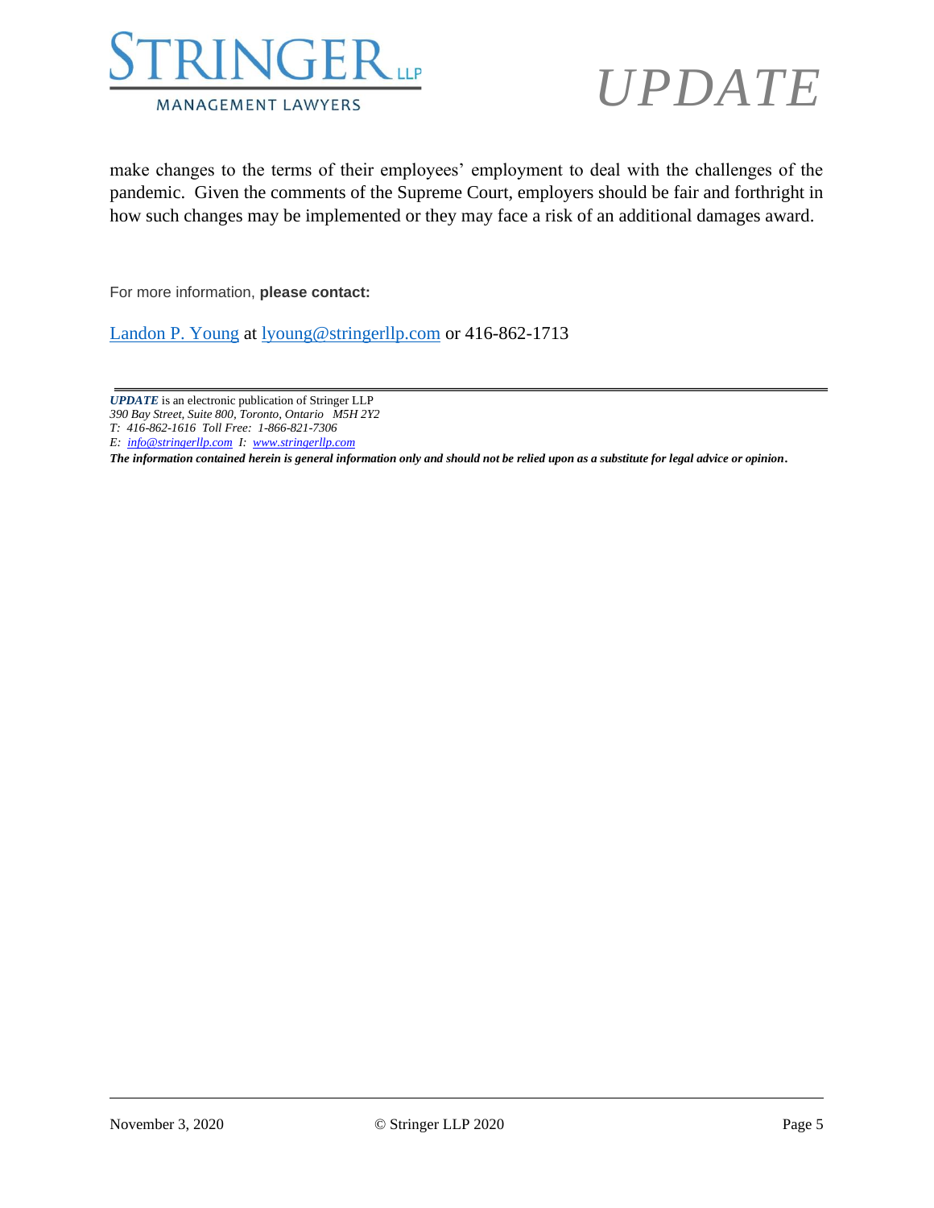make changes to the terms of their employees' employment to deal with the challenges of the pandemic. Given the comments of the Supreme Court, employers should be fair and forthright in how such changes may be implemented or they may face a risk of an additional damages award.

For more information, **please contact:**

[Landon P. Young](#) at [lyoung@stringerllp.com](mailto:lyoung@stringerllp.com) or 416-862-1713

---

***UPDATE*** is an electronic publication of Stringer LLP
*390 Bay Street, Suite 800, Toronto, Ontario M5H 2Y2*
*T: 416-862-1616 Toll Free: 1-866-821-7306*
*E: [info@stringerllp.com](mailto:info@stringerllp.com) I: [www.stringerllp.com](http://www.stringerllp.com)*
***The information contained herein is general information only and should not be relied upon as a substitute for legal advice or opinion.***